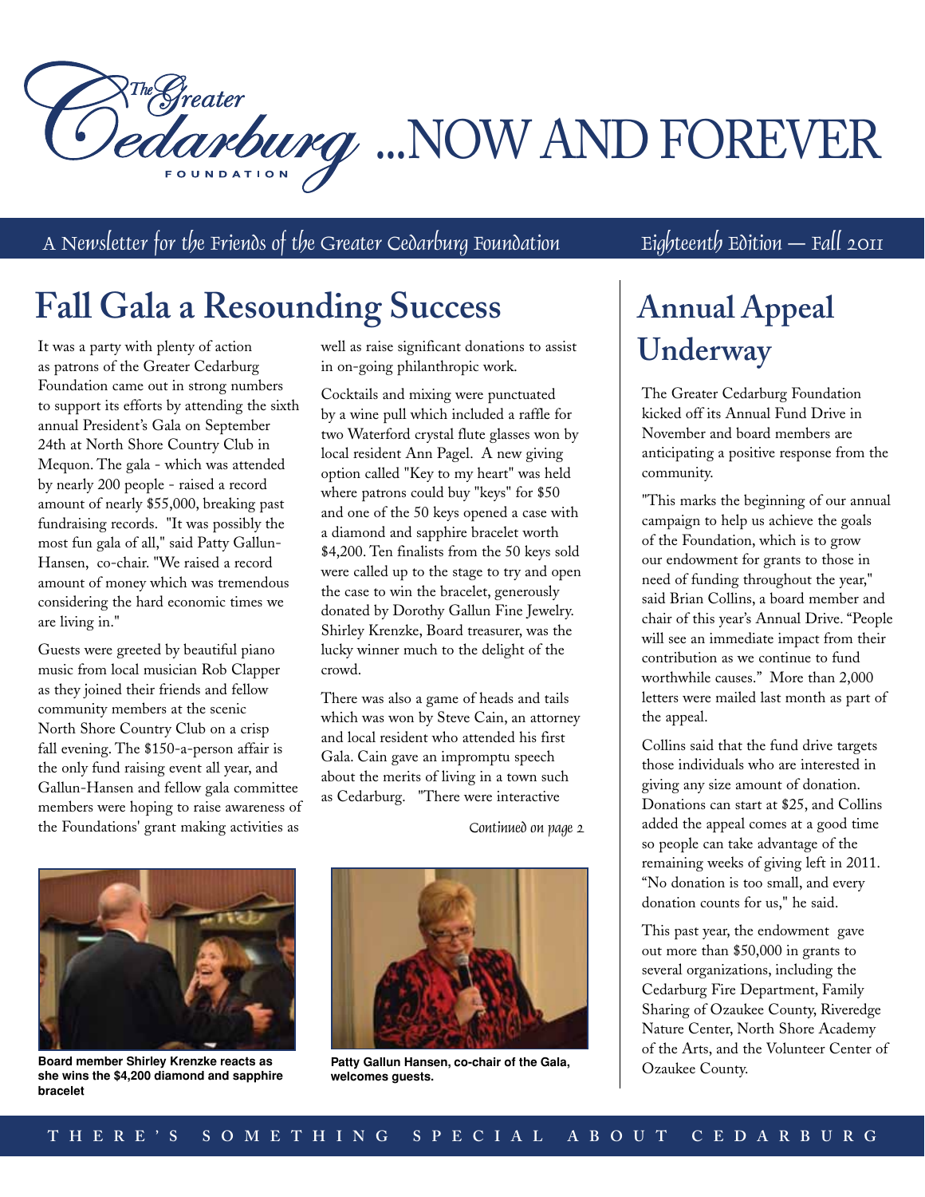# The Greater Cedarburg Foundation ...NOW AND FOREVER

A Newsletter for the Friends of the Greater Cedarburg Foundation — Eighteenth Edition — Fall 2011

## Fall Gala a Resounding Success

It was a party with plenty of action as patrons of the Greater Cedarburg Foundation came out in strong numbers to support its efforts by attending the sixth annual President's Gala on September 24th at North Shore Country Club in Mequon. The gala - which was attended by nearly 200 people - raised a record amount of nearly $55,000, breaking past fundraising records. "It was possibly the most fun gala of all," said Patty Gallun-Hansen, co-chair. "We raised a record amount of money which was tremendous considering the hard economic times we are living in."

Guests were greeted by beautiful piano music from local musician Rob Clapper as they joined their friends and fellow community members at the scenic North Shore Country Club on a crisp fall evening. The $150-a-person affair is the only fund raising event all year, and Gallun-Hansen and fellow gala committee members were hoping to raise awareness of the Foundations' grant making activities as well as raise significant donations to assist in on-going philanthropic work.

Cocktails and mixing were punctuated by a wine pull which included a raffle for two Waterford crystal flute glasses won by local resident Ann Pagel. A new giving option called "Key to my heart" was held where patrons could buy "keys" for $50 and one of the 50 keys opened a case with a diamond and sapphire bracelet worth $4,200. Ten finalists from the 50 keys sold were called up to the stage to try and open the case to win the bracelet, generously donated by Dorothy Gallun Fine Jewelry. Shirley Krenzke, Board treasurer, was the lucky winner much to the delight of the crowd.

There was also a game of heads and tails which was won by Steve Cain, an attorney and local resident who attended his first Gala. Cain gave an impromptu speech about the merits of living in a town such as Cedarburg. "There were interactive

*Continued on page 2*

**Board member Shirley Krenzke reacts as she wins the $4,200 diamond and sapphire bracelet**

**Patty Gallun Hansen, co-chair of the Gala, welcomes guests.**

## Annual Appeal Underway

The Greater Cedarburg Foundation kicked off its Annual Fund Drive in November and board members are anticipating a positive response from the community.

"This marks the beginning of our annual campaign to help us achieve the goals of the Foundation, which is to grow our endowment for grants to those in need of funding throughout the year," said Brian Collins, a board member and chair of this year's Annual Drive. "People will see an immediate impact from their contribution as we continue to fund worthwhile causes." More than 2,000 letters were mailed last month as part of the appeal.

Collins said that the fund drive targets those individuals who are interested in giving any size amount of donation. Donations can start at $25, and Collins added the appeal comes at a good time so people can take advantage of the remaining weeks of giving left in 2011. "No donation is too small, and every donation counts for us," he said.

This past year, the endowment gave out more than $50,000 in grants to several organizations, including the Cedarburg Fire Department, Family Sharing of Ozaukee County, Riveredge Nature Center, North Shore Academy of the Arts, and the Volunteer Center of Ozaukee County.

THERE'S SOMETHING SPECIAL ABOUT CEDARBURG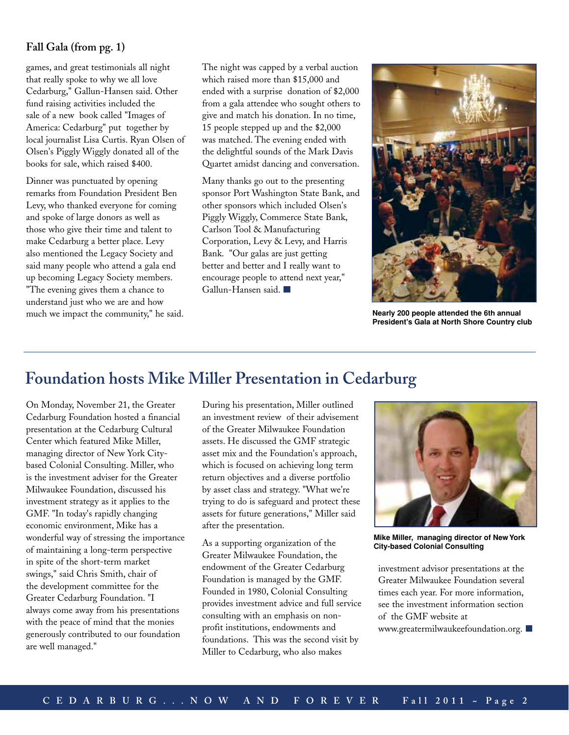**Fall Gala (from pg. 1)**

games, and great testimonials all night that really spoke to why we all love Cedarburg," Gallun-Hansen said. Other fund raising activities included the sale of a new book called "Images of America: Cedarburg" put together by local journalist Lisa Curtis. Ryan Olsen of Olsen's Piggly Wiggly donated all of the books for sale, which raised $400.

Dinner was punctuated by opening remarks from Foundation President Ben Levy, who thanked everyone for coming and spoke of large donors as well as those who give their time and talent to make Cedarburg a better place. Levy also mentioned the Legacy Society and said many people who attend a gala end up becoming Legacy Society members. "The evening gives them a chance to understand just who we are and how much we impact the community," he said.

The night was capped by a verbal auction which raised more than $15,000 and ended with a surprise donation of $2,000 from a gala attendee who sought others to give and match his donation. In no time, 15 people stepped up and the $2,000 was matched. The evening ended with the delightful sounds of the Mark Davis Quartet amidst dancing and conversation.

Many thanks go out to the presenting sponsor Port Washington State Bank, and other sponsors which included Olsen's Piggly Wiggly, Commerce State Bank, Carlson Tool & Manufacturing Corporation, Levy & Levy, and Harris Bank. "Our galas are just getting better and better and I really want to encourage people to attend next year," Gallun-Hansen said. ■

**Nearly 200 people attended the 6th annual President's Gala at North Shore Country club**

## Foundation hosts Mike Miller Presentation in Cedarburg

On Monday, November 21, the Greater Cedarburg Foundation hosted a financial presentation at the Cedarburg Cultural Center which featured Mike Miller, managing director of New York City-based Colonial Consulting. Miller, who is the investment adviser for the Greater Milwaukee Foundation, discussed his investment strategy as it applies to the GMF. "In today's rapidly changing economic environment, Mike has a wonderful way of stressing the importance of maintaining a long-term perspective in spite of the short-term market swings," said Chris Smith, chair of the development committee for the Greater Cedarburg Foundation. "I always come away from his presentations with the peace of mind that the monies generously contributed to our foundation are well managed."

During his presentation, Miller outlined an investment review of their advisement of the Greater Milwaukee Foundation assets. He discussed the GMF strategic asset mix and the Foundation's approach, which is focused on achieving long term return objectives and a diverse portfolio by asset class and strategy. "What we're trying to do is safeguard and protect these assets for future generations," Miller said after the presentation.

As a supporting organization of the Greater Milwaukee Foundation, the endowment of the Greater Cedarburg Foundation is managed by the GMF. Founded in 1980, Colonial Consulting provides investment advice and full service consulting with an emphasis on non-profit institutions, endowments and foundations. This was the second visit by Miller to Cedarburg, who also makes investment advisor presentations at the Greater Milwaukee Foundation several times each year. For more information, see the investment information section of the GMF website at www.greatermilwaukeefoundation.org. ■

**Mike Miller, managing director of New York City-based Colonial Consulting**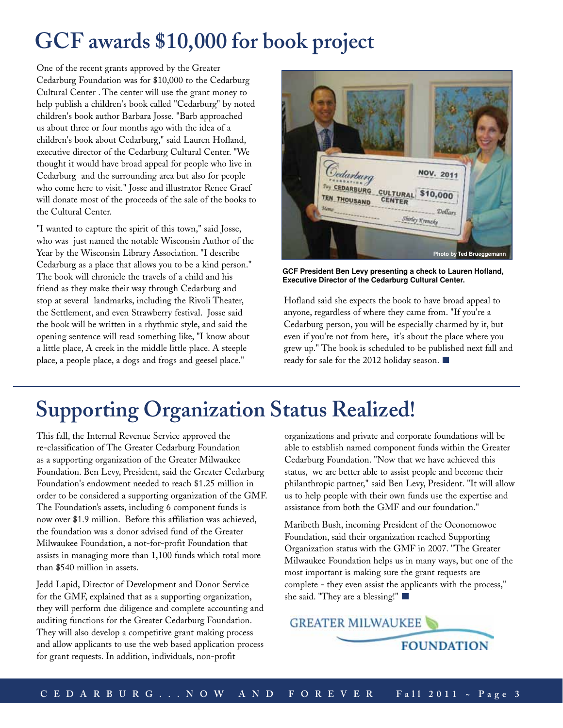# GCF awards $10,000 for book project

One of the recent grants approved by the Greater Cedarburg Foundation was for $10,000 to the Cedarburg Cultural Center . The center will use the grant money to help publish a children's book called "Cedarburg" by noted children's book author Barbara Josse. "Barb approached us about three or four months ago with the idea of a children's book about Cedarburg," said Lauren Hofland, executive director of the Cedarburg Cultural Center. "We thought it would have broad appeal for people who live in Cedarburg and the surrounding area but also for people who come here to visit." Josse and illustrator Renee Graef will donate most of the proceeds of the sale of the books to the Cultural Center.

"I wanted to capture the spirit of this town," said Josse, who was just named the notable Wisconsin Author of the Year by the Wisconsin Library Association. "I describe Cedarburg as a place that allows you to be a kind person." The book will chronicle the travels of a child and his friend as they make their way through Cedarburg and stop at several landmarks, including the Rivoli Theater, the Settlement, and even Strawberry festival. Josse said the book will be written in a rhythmic style, and said the opening sentence will read something like, "I know about a little place, A creek in the middle little place. A steeple place, a people place, a dogs and frogs and geesel place."

Photo by Ted Brueggemann

**GCF President Ben Levy presenting a check to Lauren Hofland, Executive Director of the Cedarburg Cultural Center.**

Hofland said she expects the book to have broad appeal to anyone, regardless of where they came from. "If you're a Cedarburg person, you will be especially charmed by it, but even if you're not from here, it's about the place where you grew up." The book is scheduled to be published next fall and ready for sale for the 2012 holiday season.

# Supporting Organization Status Realized!

This fall, the Internal Revenue Service approved the re-classification of The Greater Cedarburg Foundation as a supporting organization of the Greater Milwaukee Foundation. Ben Levy, President, said the Greater Cedarburg Foundation's endowment needed to reach $1.25 million in order to be considered a supporting organization of the GMF. The Foundation's assets, including 6 component funds is now over $1.9 million. Before this affiliation was achieved, the foundation was a donor advised fund of the Greater Milwaukee Foundation, a not-for-profit Foundation that assists in managing more than 1,100 funds which total more than $540 million in assets.

Jedd Lapid, Director of Development and Donor Service for the GMF, explained that as a supporting organization, they will perform due diligence and complete accounting and auditing functions for the Greater Cedarburg Foundation. They will also develop a competitive grant making process and allow applicants to use the web based application process for grant requests. In addition, individuals, non-profit organizations and private and corporate foundations will be able to establish named component funds within the Greater Cedarburg Foundation. "Now that we have achieved this status, we are better able to assist people and become their philanthropic partner," said Ben Levy, President. "It will allow us to help people with their own funds use the expertise and assistance from both the GMF and our foundation."

Maribeth Bush, incoming President of the Oconomowoc Foundation, said their organization reached Supporting Organization status with the GMF in 2007. "The Greater Milwaukee Foundation helps us in many ways, but one of the most important is making sure the grant requests are complete - they even assist the applicants with the process," she said. "They are a blessing!"

GREATER MILWAUKEE FOUNDATION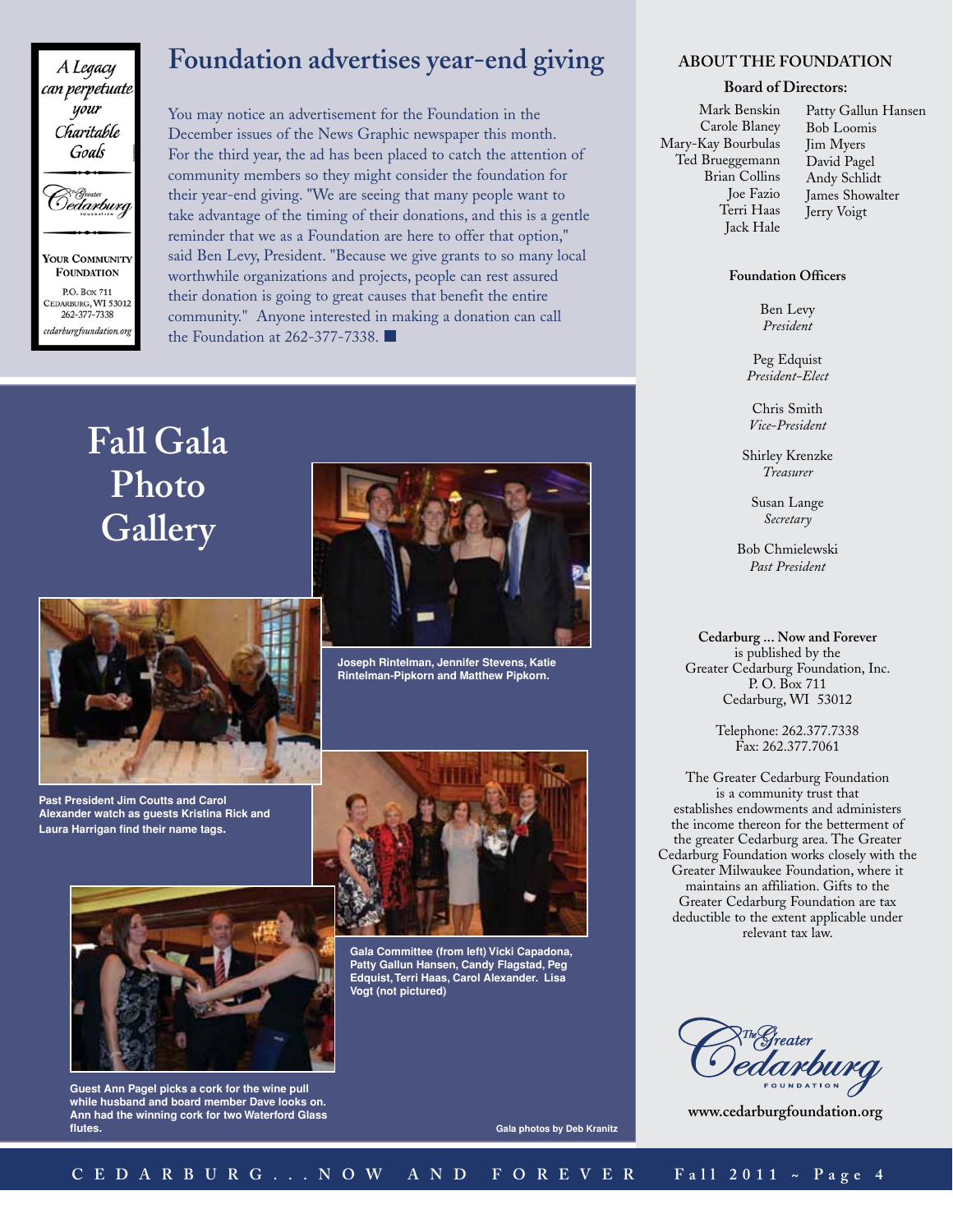A Legacy can perpetuate your Charitable Goals

The Greater Cedarburg Foundation

YOUR COMMUNITY FOUNDATION

P.O. Box 711
Cedarburg, WI 53012
262-377-7338
cedarburgfoundation.org

# Foundation advertises year-end giving

You may notice an advertisement for the Foundation in the December issues of the News Graphic newspaper this month. For the third year, the ad has been placed to catch the attention of community members so they might consider the foundation for their year-end giving. "We are seeing that many people want to take advantage of the timing of their donations, and this is a gentle reminder that we as a Foundation are here to offer that option," said Ben Levy, President. "Because we give grants to so many local worthwhile organizations and projects, people can rest assured their donation is going to great causes that benefit the entire community." Anyone interested in making a donation can call the Foundation at 262-377-7338.

# Fall Gala Photo Gallery

Joseph Rintelman, Jennifer Stevens, Katie Rintelman-Pipkorn and Matthew Pipkorn.

Past President Jim Coutts and Carol Alexander watch as guests Kristina Rick and Laura Harrigan find their name tags.

Gala Committee (from left) Vicki Capadona, Patty Gallun Hansen, Candy Flagstad, Peg Edquist, Terri Haas, Carol Alexander. Lisa Vogt (not pictured)

Guest Ann Pagel picks a cork for the wine pull while husband and board member Dave looks on. Ann had the winning cork for two Waterford Glass flutes.

Gala photos by Deb Kranitz

## ABOUT THE FOUNDATION

### Board of Directors:

Mark Benskin
Carole Blaney
Mary-Kay Bourbulas
Ted Brueggemann
Brian Collins
Joe Fazio
Terri Haas
Jack Hale
Patty Gallun Hansen
Bob Loomis
Jim Myers
David Pagel
Andy Schlidt
James Showalter
Jerry Voigt

### Foundation Officers

Ben Levy
*President*

Peg Edquist
*President-Elect*

Chris Smith
*Vice-President*

Shirley Krenzke
*Treasurer*

Susan Lange
*Secretary*

Bob Chmielewski
*Past President*

**Cedarburg ... Now and Forever**
is published by the
Greater Cedarburg Foundation, Inc.
P. O. Box 711
Cedarburg, WI 53012

Telephone: 262.377.7338
Fax: 262.377.7061

The Greater Cedarburg Foundation is a community trust that establishes endowments and administers the income thereon for the betterment of the greater Cedarburg area. The Greater Cedarburg Foundation works closely with the Greater Milwaukee Foundation, where it maintains an affiliation. Gifts to the Greater Cedarburg Foundation are tax deductible to the extent applicable under relevant tax law.

The Greater Cedarburg Foundation

**www.cedarburgfoundation.org**